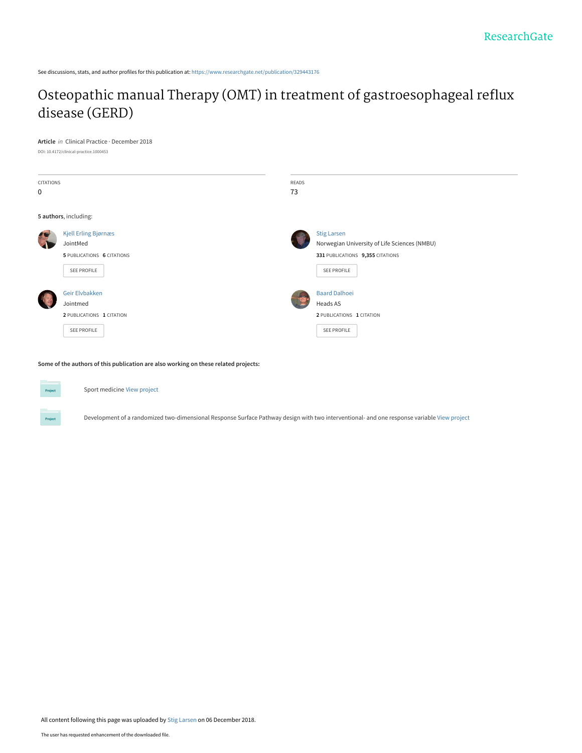ResearchGate

See discussions, stats, and author profiles for this publication at: https://www.researchgate.net/publication/329443176

# Osteopathic manual Therapy (OMT) in treatment of gastroesophageal reflux disease (GERD)

**Article** *in* Clinical Practice · December 2018

DOI: 10.4172/clinical-practice.1000453

| CITATIONS | READS |
| --- | --- |
| 0 | 73 |

**5 authors**, including:

**Kjell Erling Bjørnæs**
JointMed
**5** PUBLICATIONS **6** CITATIONS
SEE PROFILE

**Stig Larsen**
Norwegian University of Life Sciences (NMBU)
**331** PUBLICATIONS **9,355** CITATIONS
SEE PROFILE

**Geir Elvbakken**
Jointmed
**2** PUBLICATIONS **1** CITATION
SEE PROFILE

**Baard Dalhoei**
Heads AS
**2** PUBLICATIONS **1** CITATION
SEE PROFILE

**Some of the authors of this publication are also working on these related projects:**

Sport medicine View project

Development of a randomized two-dimensional Response Surface Pathway design with two interventional- and one response variable View project

All content following this page was uploaded by Stig Larsen on 06 December 2018.

The user has requested enhancement of the downloaded file.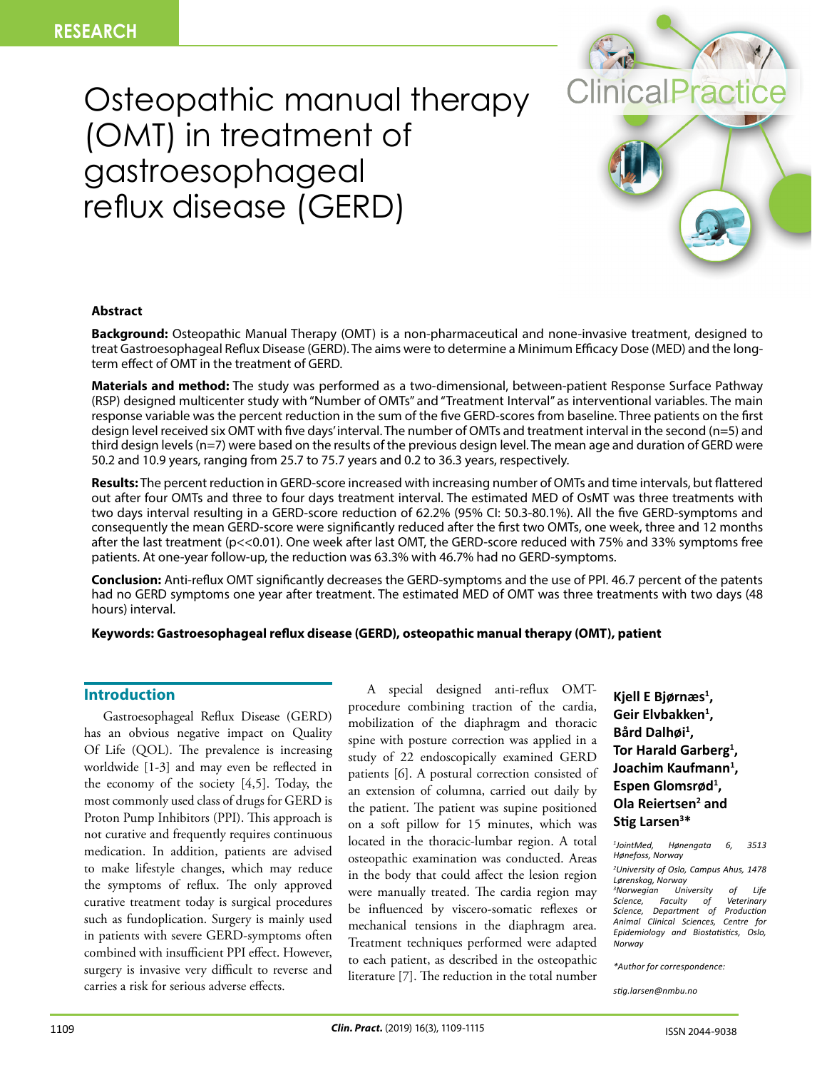RESEARCH

# Osteopathic manual therapy (OMT) in treatment of gastroesophageal reflux disease (GERD)

## Abstract

**Background:** Osteopathic Manual Therapy (OMT) is a non-pharmaceutical and none-invasive treatment, designed to treat Gastroesophageal Reflux Disease (GERD). The aims were to determine a Minimum Efficacy Dose (MED) and the long-term effect of OMT in the treatment of GERD.

**Materials and method:** The study was performed as a two-dimensional, between-patient Response Surface Pathway (RSP) designed multicenter study with "Number of OMTs" and "Treatment Interval" as interventional variables. The main response variable was the percent reduction in the sum of the five GERD-scores from baseline. Three patients on the first design level received six OMT with five days' interval. The number of OMTs and treatment interval in the second (n=5) and third design levels (n=7) were based on the results of the previous design level. The mean age and duration of GERD were 50.2 and 10.9 years, ranging from 25.7 to 75.7 years and 0.2 to 36.3 years, respectively.

**Results:** The percent reduction in GERD-score increased with increasing number of OMTs and time intervals, but flattered out after four OMTs and three to four days treatment interval. The estimated MED of OsMT was three treatments with two days interval resulting in a GERD-score reduction of 62.2% (95% CI: 50.3-80.1%). All the five GERD-symptoms and consequently the mean GERD-score were significantly reduced after the first two OMTs, one week, three and 12 months after the last treatment ($p<<0.01$). One week after last OMT, the GERD-score reduced with 75% and 33% symptoms free patients. At one-year follow-up, the reduction was 63.3% with 46.7% had no GERD-symptoms.

**Conclusion:** Anti-reflux OMT significantly decreases the GERD-symptoms and the use of PPI. 46.7 percent of the patents had no GERD symptoms one year after treatment. The estimated MED of OMT was three treatments with two days (48 hours) interval.

**Keywords: Gastroesophageal reflux disease (GERD), osteopathic manual therapy (OMT), patient**

**Kjell E Bjørnæs[1], Geir Elvbakken[1], Bård Dalhøi[1], Tor Harald Garberg[1], Joachim Kaufmann[1], Espen Glomsrød[1], Ola Reiertsen[2] and Stig Larsen[3]***

*[1]JointMed, Hønengata 6, 3513 Hønefoss, Norway*

*[2]University of Oslo, Campus Ahus, 1478 Lørenskog, Norway*

*[3]Norwegian University of Life Science, Faculty of Veterinary Science, Department of Production Animal Clinical Sciences, Centre for Epidemiology and Biostatistics, Oslo, Norway*

*\*Author for correspondence:*

*stig.larsen@nmbu.no*

## Introduction

Gastroesophageal Reflux Disease (GERD) has an obvious negative impact on Quality Of Life (QOL). The prevalence is increasing worldwide [1-3] and may even be reflected in the economy of the society [4,5]. Today, the most commonly used class of drugs for GERD is Proton Pump Inhibitors (PPI). This approach is not curative and frequently requires continuous medication. In addition, patients are advised to make lifestyle changes, which may reduce the symptoms of reflux. The only approved curative treatment today is surgical procedures such as fundoplication. Surgery is mainly used in patients with severe GERD-symptoms often combined with insufficient PPI effect. However, surgery is invasive very difficult to reverse and carries a risk for serious adverse effects.

A special designed anti-reflux OMT-procedure combining traction of the cardia, mobilization of the diaphragm and thoracic spine with posture correction was applied in a study of 22 endoscopically examined GERD patients [6]. A postural correction consisted of an extension of columna, carried out daily by the patient. The patient was supine positioned on a soft pillow for 15 minutes, which was located in the thoracic-lumbar region. A total osteopathic examination was conducted. Areas in the body that could affect the lesion region were manually treated. The cardia region may be influenced by viscero-somatic reflexes or mechanical tensions in the diaphragm area. Treatment techniques performed were adapted to each patient, as described in the osteopathic literature [7]. The reduction in the total number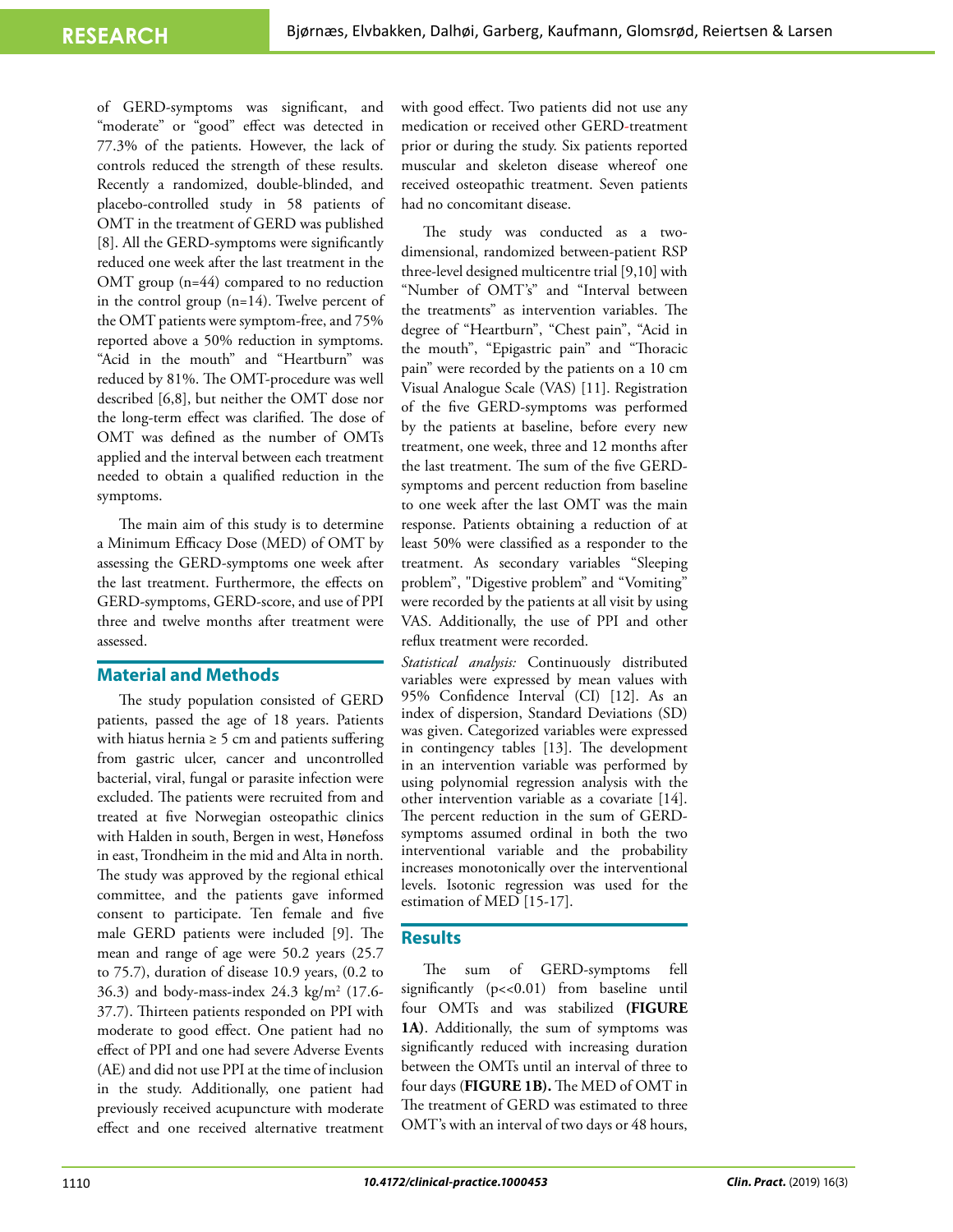of GERD-symptoms was significant, and "moderate" or "good" effect was detected in 77.3% of the patients. However, the lack of controls reduced the strength of these results. Recently a randomized, double-blinded, and placebo-controlled study in 58 patients of OMT in the treatment of GERD was published [8]. All the GERD-symptoms were significantly reduced one week after the last treatment in the OMT group (n=44) compared to no reduction in the control group (n=14). Twelve percent of the OMT patients were symptom-free, and 75% reported above a 50% reduction in symptoms. "Acid in the mouth" and "Heartburn" was reduced by 81%. The OMT-procedure was well described [6,8], but neither the OMT dose nor the long-term effect was clarified. The dose of OMT was defined as the number of OMTs applied and the interval between each treatment needed to obtain a qualified reduction in the symptoms.

The main aim of this study is to determine a Minimum Efficacy Dose (MED) of OMT by assessing the GERD-symptoms one week after the last treatment. Furthermore, the effects on GERD-symptoms, GERD-score, and use of PPI three and twelve months after treatment were assessed.

## Material and Methods

The study population consisted of GERD patients, passed the age of 18 years. Patients with hiatus hernia ≥ 5 cm and patients suffering from gastric ulcer, cancer and uncontrolled bacterial, viral, fungal or parasite infection were excluded. The patients were recruited from and treated at five Norwegian osteopathic clinics with Halden in south, Bergen in west, Hønefoss in east, Trondheim in the mid and Alta in north. The study was approved by the regional ethical committee, and the patients gave informed consent to participate. Ten female and five male GERD patients were included [9]. The mean and range of age were 50.2 years (25.7 to 75.7), duration of disease 10.9 years, (0.2 to 36.3) and body-mass-index 24.3 kg/m$^2$ (17.6-37.7). Thirteen patients responded on PPI with moderate to good effect. One patient had no effect of PPI and one had severe Adverse Events (AE) and did not use PPI at the time of inclusion in the study. Additionally, one patient had previously received acupuncture with moderate effect and one received alternative treatment with good effect. Two patients did not use any medication or received other GERD-treatment prior or during the study. Six patients reported muscular and skeleton disease whereof one received osteopathic treatment. Seven patients had no concomitant disease.

The study was conducted as a two-dimensional, randomized between-patient RSP three-level designed multicentre trial [9,10] with "Number of OMT's" and "Interval between the treatments" as intervention variables. The degree of "Heartburn", "Chest pain", "Acid in the mouth", "Epigastric pain" and "Thoracic pain" were recorded by the patients on a 10 cm Visual Analogue Scale (VAS) [11]. Registration of the five GERD-symptoms was performed by the patients at baseline, before every new treatment, one week, three and 12 months after the last treatment. The sum of the five GERD-symptoms and percent reduction from baseline to one week after the last OMT was the main response. Patients obtaining a reduction of at least 50% were classified as a responder to the treatment. As secondary variables "Sleeping problem", "Digestive problem" and "Vomiting" were recorded by the patients at all visit by using VAS. Additionally, the use of PPI and other reflux treatment were recorded.

*Statistical analysis:* Continuously distributed variables were expressed by mean values with 95% Confidence Interval (CI) [12]. As an index of dispersion, Standard Deviations (SD) was given. Categorized variables were expressed in contingency tables [13]. The development in an intervention variable was performed by using polynomial regression analysis with the other intervention variable as a covariate [14]. The percent reduction in the sum of GERD-symptoms assumed ordinal in both the two interventional variable and the probability increases monotonically over the interventional levels. Isotonic regression was used for the estimation of MED [15-17].

## Results

The sum of GERD-symptoms fell significantly ($p<<0.01$) from baseline until four OMTs and was stabilized **(FIGURE 1A)**. Additionally, the sum of symptoms was significantly reduced with increasing duration between the OMTs until an interval of three to four days (**FIGURE 1B).** The MED of OMT in The treatment of GERD was estimated to three OMT's with an interval of two days or 48 hours,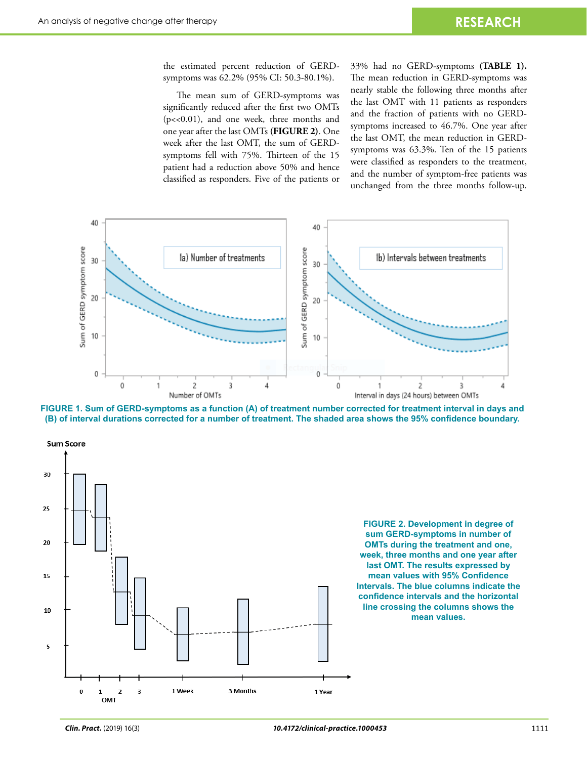the estimated percent reduction of GERD-symptoms was 62.2% (95% CI: 50.3-80.1%).

The mean sum of GERD-symptoms was significantly reduced after the first two OMTs ($p<<0.01$), and one week, three months and one year after the last OMTs **(FIGURE 2)**. One week after the last OMT, the sum of GERD-symptoms fell with 75%. Thirteen of the 15 patient had a reduction above 50% and hence classified as responders. Five of the patients or 33% had no GERD-symptoms **(TABLE 1).** The mean reduction in GERD-symptoms was nearly stable the following three months after the last OMT with 11 patients as responders and the fraction of patients with no GERD-symptoms increased to 46.7%. One year after the last OMT, the mean reduction in GERD-symptoms was 63.3%. Ten of the 15 patients were classified as responders to the treatment, and the number of symptom-free patients was unchanged from the three months follow-up.

**FIGURE 1. Sum of GERD-symptoms as a function (A) of treatment number corrected for treatment interval in days and (B) of interval durations corrected for a number of treatment. The shaded area shows the 95% confidence boundary.**

**FIGURE 2. Development in degree of sum GERD-symptoms in number of OMTs during the treatment and one, week, three months and one year after last OMT. The results expressed by mean values with 95% Confidence Intervals. The blue columns indicate the confidence intervals and the horizontal line crossing the columns shows the mean values.**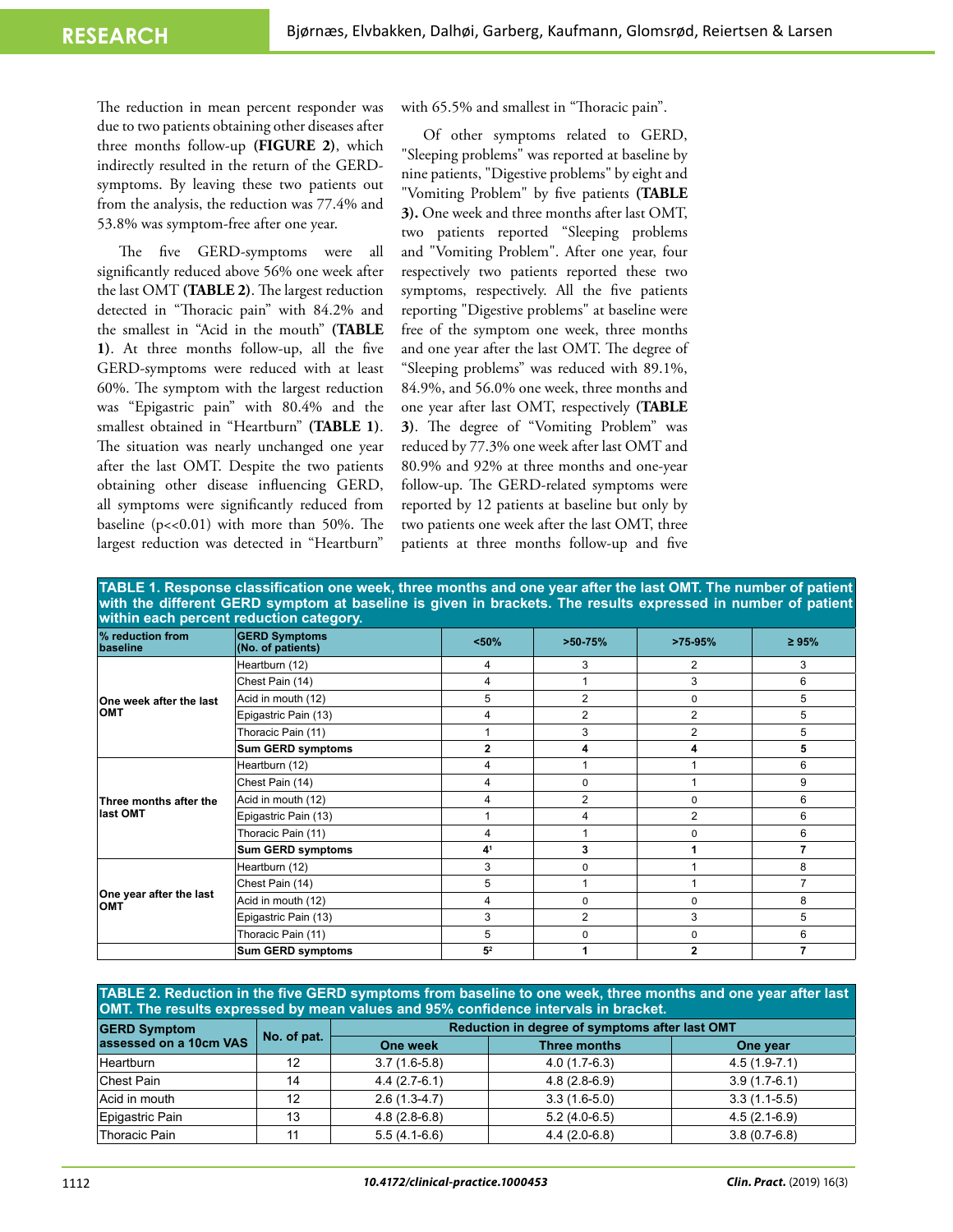The reduction in mean percent responder was due to two patients obtaining other diseases after three months follow-up **(FIGURE 2)**, which indirectly resulted in the return of the GERD-symptoms. By leaving these two patients out from the analysis, the reduction was 77.4% and 53.8% was symptom-free after one year.

The five GERD-symptoms were all significantly reduced above 56% one week after the last OMT **(TABLE 2)**. The largest reduction detected in "Thoracic pain" with 84.2% and the smallest in "Acid in the mouth" **(TABLE 1)**. At three months follow-up, all the five GERD-symptoms were reduced with at least 60%. The symptom with the largest reduction was "Epigastric pain" with 80.4% and the smallest obtained in "Heartburn" **(TABLE 1)**. The situation was nearly unchanged one year after the last OMT. Despite the two patients obtaining other disease influencing GERD, all symptoms were significantly reduced from baseline (p<<0.01) with more than 50%. The largest reduction was detected in "Heartburn" with 65.5% and smallest in "Thoracic pain".

Of other symptoms related to GERD, "Sleeping problems" was reported at baseline by nine patients, "Digestive problems" by eight and "Vomiting Problem" by five patients **(TABLE 3).** One week and three months after last OMT, two patients reported "Sleeping problems and "Vomiting Problem". After one year, four respectively two patients reported these two symptoms, respectively. All the five patients reporting "Digestive problems" at baseline were free of the symptom one week, three months and one year after the last OMT. The degree of "Sleeping problems" was reduced with 89.1%, 84.9%, and 56.0% one week, three months and one year after last OMT, respectively **(TABLE 3)**. The degree of "Vomiting Problem" was reduced by 77.3% one week after last OMT and 80.9% and 92% at three months and one-year follow-up. The GERD-related symptoms were reported by 12 patients at baseline but only by two patients one week after the last OMT, three patients at three months follow-up and five

**TABLE 1. Response classification one week, three months and one year after the last OMT. The number of patient with the different GERD symptom at baseline is given in brackets. The results expressed in number of patient within each percent reduction category.**

| % reduction from baseline | GERD Symptoms (No. of patients) | <50% | >50-75% | >75-95% | ≥ 95% |
|---|---|---|---|---|---|
| One week after the last OMT | Heartburn (12) | 4 | 3 | 2 | 3 |
| | Chest Pain (14) | 4 | 1 | 3 | 6 |
| | Acid in mouth (12) | 5 | 2 | 0 | 5 |
| | Epigastric Pain (13) | 4 | 2 | 2 | 5 |
| | Thoracic Pain (11) | 1 | 3 | 2 | 5 |
| | **Sum GERD symptoms** | **2** | **4** | **4** | **5** |
| Three months after the last OMT | Heartburn (12) | 4 | 1 | 1 | 6 |
| | Chest Pain (14) | 4 | 0 | 1 | 9 |
| | Acid in mouth (12) | 4 | 2 | 0 | 6 |
| | Epigastric Pain (13) | 1 | 4 | 2 | 6 |
| | Thoracic Pain (11) | 4 | 1 | 0 | 6 |
| | **Sum GERD symptoms** | **4**[1] | **3** | **1** | **7** |
| One year after the last OMT | Heartburn (12) | 3 | 0 | 1 | 8 |
| | Chest Pain (14) | 5 | 1 | 1 | 7 |
| | Acid in mouth (12) | 4 | 0 | 0 | 8 |
| | Epigastric Pain (13) | 3 | 2 | 3 | 5 |
| | Thoracic Pain (11) | 5 | 0 | 0 | 6 |
| | **Sum GERD symptoms** | **5**[2] | **1** | **2** | **7** |

**TABLE 2. Reduction in the five GERD symptoms from baseline to one week, three months and one year after last OMT. The results expressed by mean values and 95% confidence intervals in bracket.**

| GERD Symptom assessed on a 10cm VAS | No. of pat. | Reduction in degree of symptoms after last OMT | | |
|---|---|---|---|---|
| | | One week | Three months | One year |
| Heartburn | 12 | 3.7 (1.6-5.8) | 4.0 (1.7-6.3) | 4.5 (1.9-7.1) |
| Chest Pain | 14 | 4.4 (2.7-6.1) | 4.8 (2.8-6.9) | 3.9 (1.7-6.1) |
| Acid in mouth | 12 | 2.6 (1.3-4.7) | 3.3 (1.6-5.0) | 3.3 (1.1-5.5) |
| Epigastric Pain | 13 | 4.8 (2.8-6.8) | 5.2 (4.0-6.5) | 4.5 (2.1-6.9) |
| Thoracic Pain | 11 | 5.5 (4.1-6.6) | 4.4 (2.0-6.8) | 3.8 (0.7-6.8) |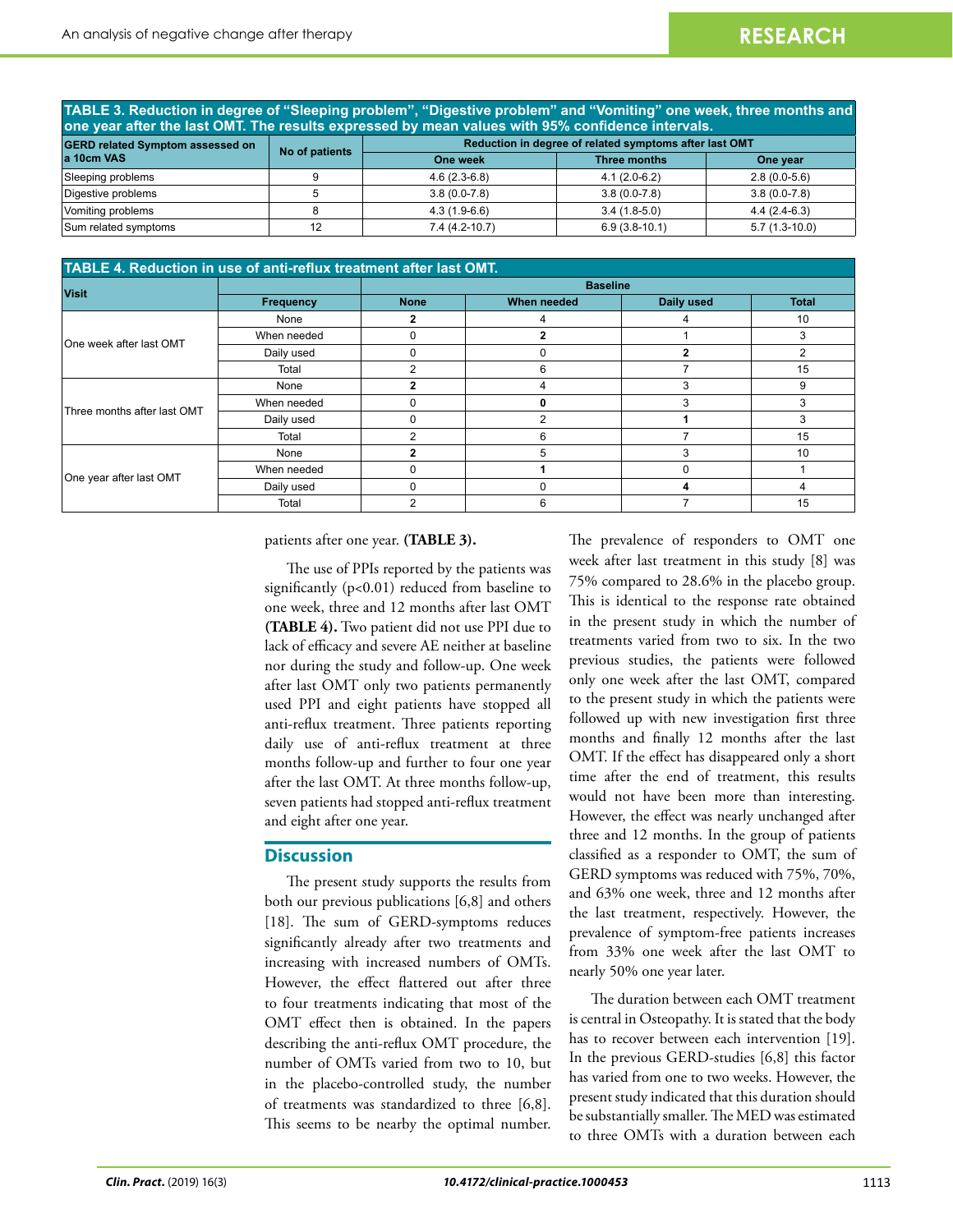**TABLE 3. Reduction in degree of "Sleeping problem", "Digestive problem" and "Vomiting" one week, three months and one year after the last OMT. The results expressed by mean values with 95% confidence intervals.**

| GERD related Symptom assessed on a 10cm VAS | No of patients | Reduction in degree of related symptoms after last OMT | | |
|---|---|---|---|---|
| | | One week | Three months | One year |
| Sleeping problems | 9 | 4.6 (2.3-6.8) | 4.1 (2.0-6.2) | 2.8 (0.0-5.6) |
| Digestive problems | 5 | 3.8 (0.0-7.8) | 3.8 (0.0-7.8) | 3.8 (0.0-7.8) |
| Vomiting problems | 8 | 4.3 (1.9-6.6) | 3.4 (1.8-5.0) | 4.4 (2.4-6.3) |
| Sum related symptoms | 12 | 7.4 (4.2-10.7) | 6.9 (3.8-10.1) | 5.7 (1.3-10.0) |

**TABLE 4. Reduction in use of anti-reflux treatment after last OMT.**

| Visit | | Baseline | | | |
|---|---|---|---|---|---|
| | Frequency | None | When needed | Daily used | Total |
| One week after last OMT | None | **2** | 4 | 4 | 10 |
| | When needed | 0 | **2** | 1 | 3 |
| | Daily used | 0 | 0 | **2** | 2 |
| | Total | 2 | 6 | 7 | 15 |
| Three months after last OMT | None | **2** | 4 | 3 | 9 |
| | When needed | 0 | **0** | 3 | 3 |
| | Daily used | 0 | 2 | **1** | 3 |
| | Total | 2 | 6 | 7 | 15 |
| One year after last OMT | None | **2** | 5 | 3 | 10 |
| | When needed | 0 | **1** | 0 | 1 |
| | Daily used | 0 | 0 | **4** | 4 |
| | Total | 2 | 6 | 7 | 15 |

patients after one year. **(TABLE 3).**

The use of PPIs reported by the patients was significantly ($p<0.01$) reduced from baseline to one week, three and 12 months after last OMT **(TABLE 4).** Two patient did not use PPI due to lack of efficacy and severe AE neither at baseline nor during the study and follow-up. One week after last OMT only two patients permanently used PPI and eight patients have stopped all anti-reflux treatment. Three patients reporting daily use of anti-reflux treatment at three months follow-up and further to four one year after the last OMT. At three months follow-up, seven patients had stopped anti-reflux treatment and eight after one year.

## Discussion

The present study supports the results from both our previous publications [6,8] and others [18]. The sum of GERD-symptoms reduces significantly already after two treatments and increasing with increased numbers of OMTs. However, the effect flattered out after three to four treatments indicating that most of the OMT effect then is obtained. In the papers describing the anti-reflux OMT procedure, the number of OMTs varied from two to 10, but in the placebo-controlled study, the number of treatments was standardized to three [6,8]. This seems to be nearby the optimal number. The prevalence of responders to OMT one week after last treatment in this study [8] was 75% compared to 28.6% in the placebo group. This is identical to the response rate obtained in the present study in which the number of treatments varied from two to six. In the two previous studies, the patients were followed only one week after the last OMT, compared to the present study in which the patients were followed up with new investigation first three months and finally 12 months after the last OMT. If the effect has disappeared only a short time after the end of treatment, this results would not have been more than interesting. However, the effect was nearly unchanged after three and 12 months. In the group of patients classified as a responder to OMT, the sum of GERD symptoms was reduced with 75%, 70%, and 63% one week, three and 12 months after the last treatment, respectively. However, the prevalence of symptom-free patients increases from 33% one week after the last OMT to nearly 50% one year later.

The duration between each OMT treatment is central in Osteopathy. It is stated that the body has to recover between each intervention [19]. In the previous GERD-studies [6,8] this factor has varied from one to two weeks. However, the present study indicated that this duration should be substantially smaller. The MED was estimated to three OMTs with a duration between each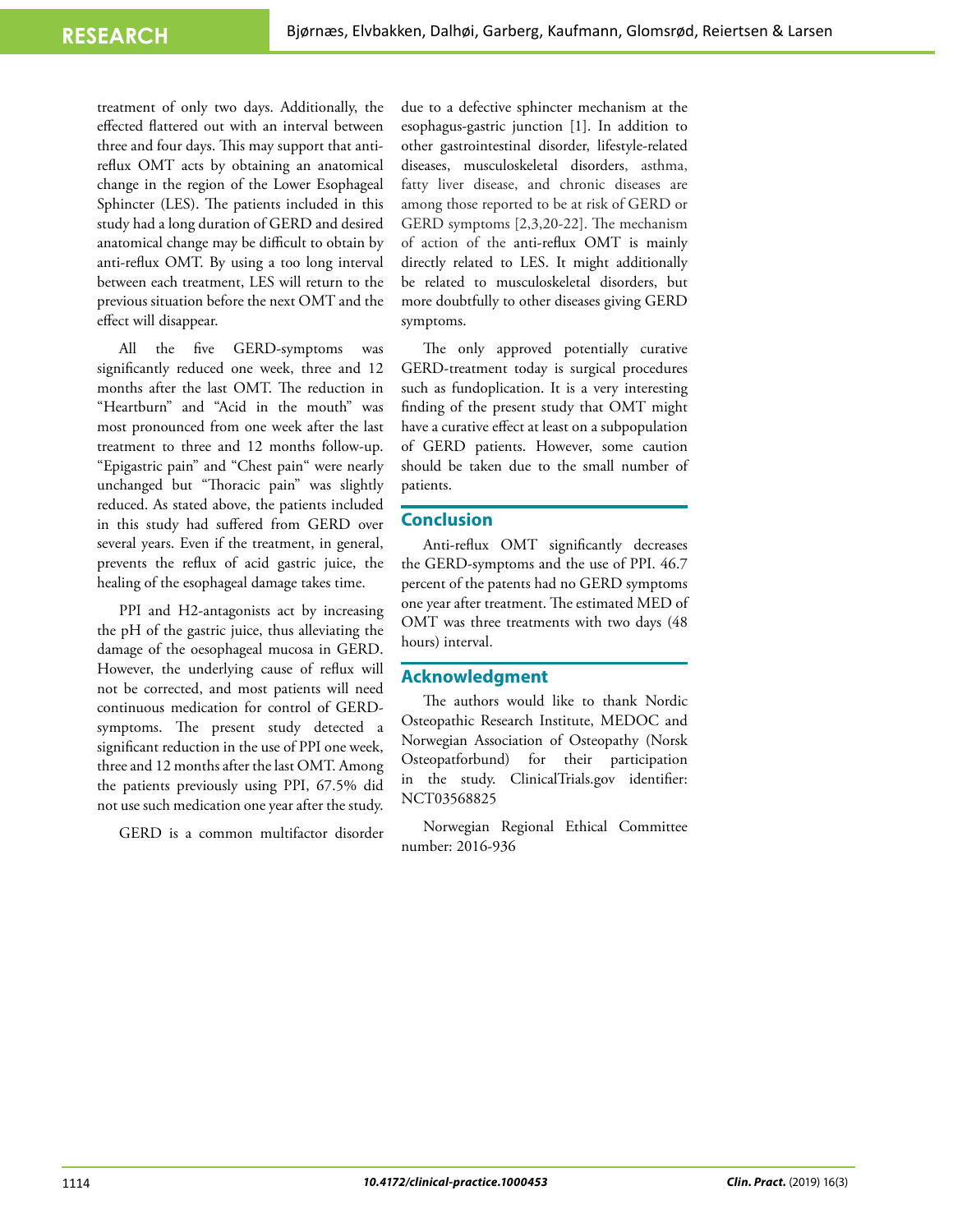treatment of only two days. Additionally, the effected flattered out with an interval between three and four days. This may support that anti-reflux OMT acts by obtaining an anatomical change in the region of the Lower Esophageal Sphincter (LES). The patients included in this study had a long duration of GERD and desired anatomical change may be difficult to obtain by anti-reflux OMT. By using a too long interval between each treatment, LES will return to the previous situation before the next OMT and the effect will disappear.

All the five GERD-symptoms was significantly reduced one week, three and 12 months after the last OMT. The reduction in "Heartburn" and "Acid in the mouth" was most pronounced from one week after the last treatment to three and 12 months follow-up. "Epigastric pain" and "Chest pain" were nearly unchanged but "Thoracic pain" was slightly reduced. As stated above, the patients included in this study had suffered from GERD over several years. Even if the treatment, in general, prevents the reflux of acid gastric juice, the healing of the esophageal damage takes time.

PPI and H2-antagonists act by increasing the pH of the gastric juice, thus alleviating the damage of the oesophageal mucosa in GERD. However, the underlying cause of reflux will not be corrected, and most patients will need continuous medication for control of GERD-symptoms. The present study detected a significant reduction in the use of PPI one week, three and 12 months after the last OMT. Among the patients previously using PPI, 67.5% did not use such medication one year after the study.

GERD is a common multifactor disorder due to a defective sphincter mechanism at the esophagus-gastric junction [1]. In addition to other gastrointestinal disorder, lifestyle-related diseases, musculoskeletal disorders, asthma, fatty liver disease, and chronic diseases are among those reported to be at risk of GERD or GERD symptoms [2,3,20-22]. The mechanism of action of the anti-reflux OMT is mainly directly related to LES. It might additionally be related to musculoskeletal disorders, but more doubtfully to other diseases giving GERD symptoms.

The only approved potentially curative GERD-treatment today is surgical procedures such as fundoplication. It is a very interesting finding of the present study that OMT might have a curative effect at least on a subpopulation of GERD patients. However, some caution should be taken due to the small number of patients.

## Conclusion

Anti-reflux OMT significantly decreases the GERD-symptoms and the use of PPI. 46.7 percent of the patents had no GERD symptoms one year after treatment. The estimated MED of OMT was three treatments with two days (48 hours) interval.

## Acknowledgment

The authors would like to thank Nordic Osteopathic Research Institute, MEDOC and Norwegian Association of Osteopathy (Norsk Osteopatforbund) for their participation in the study. ClinicalTrials.gov identifier: NCT03568825

Norwegian Regional Ethical Committee number: 2016-936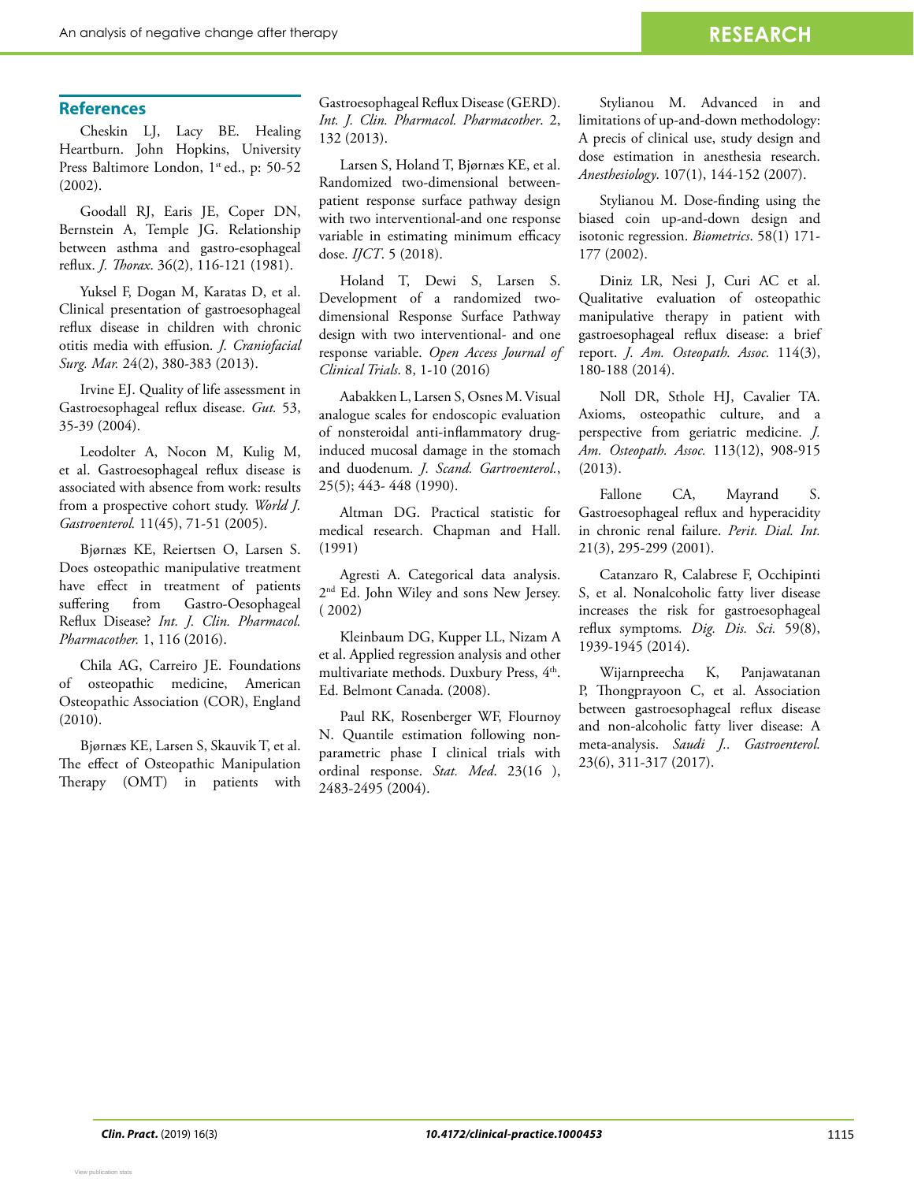## References

Cheskin LJ, Lacy BE. Healing Heartburn. John Hopkins, University Press Baltimore London, 1st ed., p: 50-52 (2002).

Goodall RJ, Earis JE, Coper DN, Bernstein A, Temple JG. Relationship between asthma and gastro-esophageal reflux. *J. Thorax*. 36(2), 116-121 (1981).

Yuksel F, Dogan M, Karatas D, et al. Clinical presentation of gastroesophageal reflux disease in children with chronic otitis media with effusion. *J. Craniofacial Surg. Mar.* 24(2), 380-383 (2013).

Irvine EJ. Quality of life assessment in Gastroesophageal reflux disease. *Gut.* 53, 35-39 (2004).

Leodolter A, Nocon M, Kulig M, et al. Gastroesophageal reflux disease is associated with absence from work: results from a prospective cohort study. *World J. Gastroenterol.* 11(45), 71-51 (2005).

Bjørnæs KE, Reiertsen O, Larsen S. Does osteopathic manipulative treatment have effect in treatment of patients suffering from Gastro-Oesophageal Reflux Disease? *Int. J. Clin. Pharmacol. Pharmacother.* 1, 116 (2016).

Chila AG, Carreiro JE. Foundations of osteopathic medicine, American Osteopathic Association (COR), England (2010).

Bjørnæs KE, Larsen S, Skauvik T, et al. The effect of Osteopathic Manipulation Therapy (OMT) in patients with Gastroesophageal Reflux Disease (GERD). *Int. J. Clin. Pharmacol. Pharmacother*. 2, 132 (2013).

Larsen S, Holand T, Bjørnæs KE, et al. Randomized two-dimensional between-patient response surface pathway design with two interventional-and one response variable in estimating minimum efficacy dose. *IJCT*. 5 (2018).

Holand T, Dewi S, Larsen S. Development of a randomized two-dimensional Response Surface Pathway design with two interventional- and one response variable. *Open Access Journal of Clinical Trials*. 8, 1-10 (2016)

Aabakken L, Larsen S, Osnes M. Visual analogue scales for endoscopic evaluation of nonsteroidal anti-inflammatory drug-induced mucosal damage in the stomach and duodenum. *J. Scand. Gartroenterol.*, 25(5); 443- 448 (1990).

Altman DG. Practical statistic for medical research. Chapman and Hall. (1991)

Agresti A. Categorical data analysis. 2nd Ed. John Wiley and sons New Jersey. ( 2002)

Kleinbaum DG, Kupper LL, Nizam A et al. Applied regression analysis and other multivariate methods. Duxbury Press, 4th. Ed. Belmont Canada. (2008).

Paul RK, Rosenberger WF, Flournoy N. Quantile estimation following non-parametric phase I clinical trials with ordinal response. *Stat. Med*. 23(16 ), 2483-2495 (2004).

Stylianou M. Advanced in and limitations of up-and-down methodology: A precis of clinical use, study design and dose estimation in anesthesia research. *Anesthesiology*. 107(1), 144-152 (2007).

Stylianou M. Dose-finding using the biased coin up-and-down design and isotonic regression. *Biometrics*. 58(1) 171-177 (2002).

Diniz LR, Nesi J, Curi AC et al. Qualitative evaluation of osteopathic manipulative therapy in patient with gastroesophageal reflux disease: a brief report. *J. Am. Osteopath. Assoc.* 114(3), 180-188 (2014).

Noll DR, Sthole HJ, Cavalier TA. Axioms, osteopathic culture, and a perspective from geriatric medicine. *J. Am. Osteopath. Assoc.* 113(12), 908-915 (2013).

Fallone CA, Mayrand S. Gastroesophageal reflux and hyperacidity in chronic renal failure. *Perit. Dial. Int.* 21(3), 295-299 (2001).

Catanzaro R, Calabrese F, Occhipinti S, et al. Nonalcoholic fatty liver disease increases the risk for gastroesophageal reflux symptoms. *Dig. Dis. Sci.* 59(8), 1939-1945 (2014).

Wijarnpreecha K, Panjawatanan P, Thongprayoon C, et al. Association between gastroesophageal reflux disease and non-alcoholic fatty liver disease: A meta-analysis. *Saudi J.. Gastroenterol.* 23(6), 311-317 (2017).